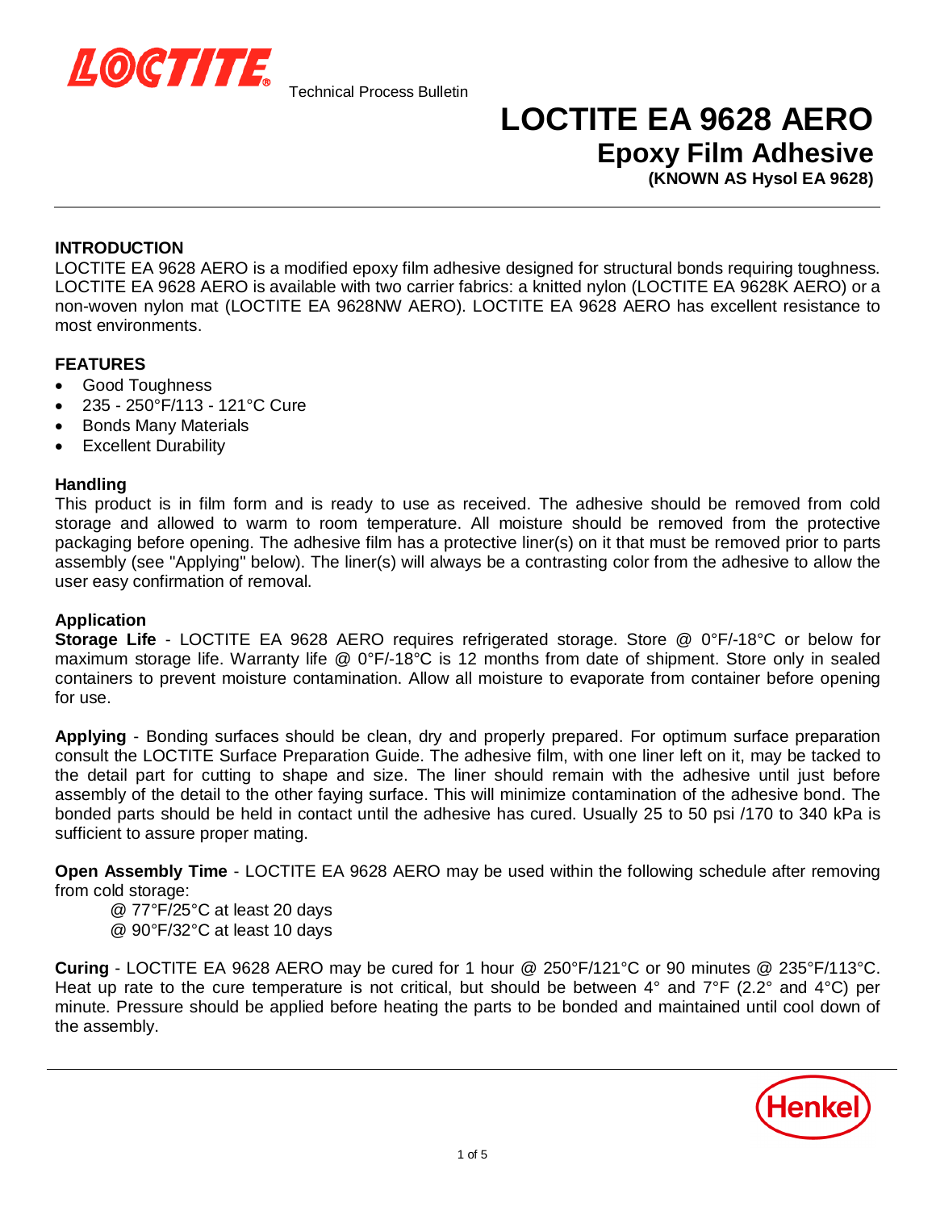LOCTITE

Technical Process Bulletin

# LOCTITE EA 9628 AERO

## Epoxy Film Adhesive

**(KNOWN AS Hysol EA 9628)**

### INTRODUCTION

LOCTITE EA 9628 AERO is a modified epoxy film adhesive designed for structural bonds requiring toughness. LOCTITE EA 9628 AERO is available with two carrier fabrics: a knitted nylon (LOCTITE EA 9628K AERO) or a non-woven nylon mat (LOCTITE EA 9628NW AERO). LOCTITE EA 9628 AERO has excellent resistance to most environments.

### FEATURES

- Good Toughness
- 235 - 250°F/113 - 121°C Cure
- Bonds Many Materials
- Excellent Durability

### Handling

This product is in film form and is ready to use as received. The adhesive should be removed from cold storage and allowed to warm to room temperature. All moisture should be removed from the protective packaging before opening. The adhesive film has a protective liner(s) on it that must be removed prior to parts assembly (see "Applying" below). The liner(s) will always be a contrasting color from the adhesive to allow the user easy confirmation of removal.

### Application

**Storage Life** - LOCTITE EA 9628 AERO requires refrigerated storage. Store @ 0°F/-18°C or below for maximum storage life. Warranty life @ 0°F/-18°C is 12 months from date of shipment. Store only in sealed containers to prevent moisture contamination. Allow all moisture to evaporate from container before opening for use.

**Applying** - Bonding surfaces should be clean, dry and properly prepared. For optimum surface preparation consult the LOCTITE Surface Preparation Guide. The adhesive film, with one liner left on it, may be tacked to the detail part for cutting to shape and size. The liner should remain with the adhesive until just before assembly of the detail to the other faying surface. This will minimize contamination of the adhesive bond. The bonded parts should be held in contact until the adhesive has cured. Usually 25 to 50 psi /170 to 340 kPa is sufficient to assure proper mating.

**Open Assembly Time** - LOCTITE EA 9628 AERO may be used within the following schedule after removing from cold storage:

@ 77°F/25°C at least 20 days
@ 90°F/32°C at least 10 days

**Curing** - LOCTITE EA 9628 AERO may be cured for 1 hour @ 250°F/121°C or 90 minutes @ 235°F/113°C. Heat up rate to the cure temperature is not critical, but should be between 4° and 7°F (2.2° and 4°C) per minute. Pressure should be applied before heating the parts to be bonded and maintained until cool down of the assembly.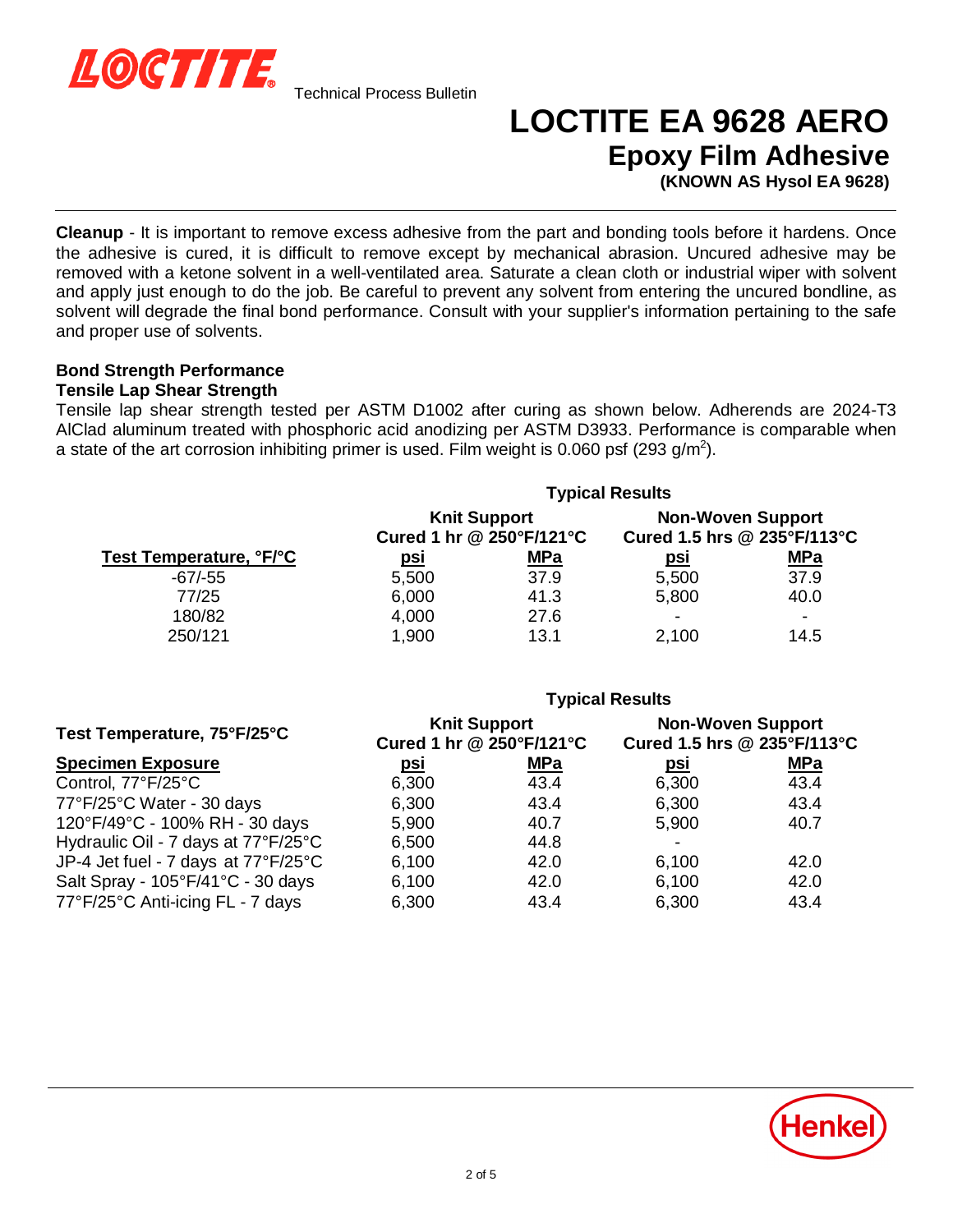**Cleanup** - It is important to remove excess adhesive from the part and bonding tools before it hardens. Once the adhesive is cured, it is difficult to remove except by mechanical abrasion. Uncured adhesive may be removed with a ketone solvent in a well-ventilated area. Saturate a clean cloth or industrial wiper with solvent and apply just enough to do the job. Be careful to prevent any solvent from entering the uncured bondline, as solvent will degrade the final bond performance. Consult with your supplier's information pertaining to the safe and proper use of solvents.

## Bond Strength Performance

### Tensile Lap Shear Strength

Tensile lap shear strength tested per ASTM D1002 after curing as shown below. Adherends are 2024-T3 AlClad aluminum treated with phosphoric acid anodizing per ASTM D3933. Performance is comparable when a state of the art corrosion inhibiting primer is used. Film weight is 0.060 psf (293 g/m$^2$).

| | **Typical Results** | | | |
|---|---|---|---|---|
| | **Knit Support Cured 1 hr @ 250°F/121°C** | | **Non-Woven Support Cured 1.5 hrs @ 235°F/113°C** | |
| **Test Temperature, °F/°C** | **psi** | **MPa** | **psi** | **MPa** |
| -67/-55 | 5,500 | 37.9 | 5,500 | 37.9 |
| 77/25 | 6,000 | 41.3 | 5,800 | 40.0 |
| 180/82 | 4,000 | 27.6 | - | - |
| 250/121 | 1,900 | 13.1 | 2,100 | 14.5 |

| | **Typical Results** | | | |
|---|---|---|---|---|
| **Test Temperature, 75°F/25°C** | **Knit Support Cured 1 hr @ 250°F/121°C** | | **Non-Woven Support Cured 1.5 hrs @ 235°F/113°C** | |
| **Specimen Exposure** | **psi** | **MPa** | **psi** | **MPa** |
| Control, 77°F/25°C | 6,300 | 43.4 | 6,300 | 43.4 |
| 77°F/25°C Water - 30 days | 6,300 | 43.4 | 6,300 | 43.4 |
| 120°F/49°C - 100% RH - 30 days | 5,900 | 40.7 | 5,900 | 40.7 |
| Hydraulic Oil - 7 days at 77°F/25°C | 6,500 | 44.8 | - | |
| JP-4 Jet fuel - 7 days at 77°F/25°C | 6,100 | 42.0 | 6,100 | 42.0 |
| Salt Spray - 105°F/41°C - 30 days | 6,100 | 42.0 | 6,100 | 42.0 |
| 77°F/25°C Anti-icing FL - 7 days | 6,300 | 43.4 | 6,300 | 43.4 |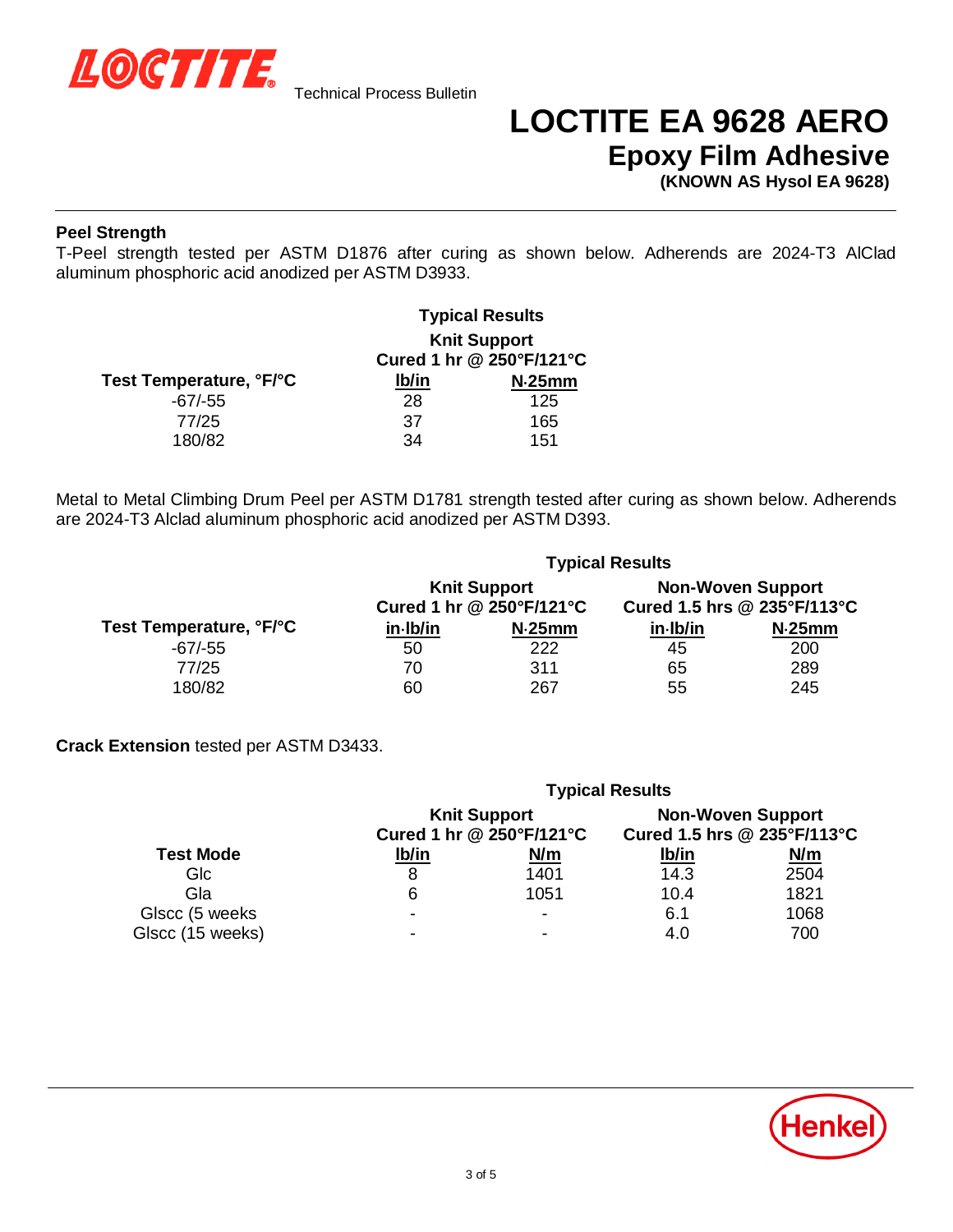# LOCTITE EA 9628 AERO

## Epoxy Film Adhesive

**(KNOWN AS Hysol EA 9628)**

### Peel Strength

T-Peel strength tested per ASTM D1876 after curing as shown below. Adherends are 2024-T3 AlClad aluminum phosphoric acid anodized per ASTM D3933.

| | Typical Results | |
|---|---|---|
| | Knit Support Cured 1 hr @ 250°F/121°C | |
| Test Temperature, °F/°C | lb/in | N·25mm |
| -67/-55 | 28 | 125 |
| 77/25 | 37 | 165 |
| 180/82 | 34 | 151 |

Metal to Metal Climbing Drum Peel per ASTM D1781 strength tested after curing as shown below. Adherends are 2024-T3 Alclad aluminum phosphoric acid anodized per ASTM D393.

| | Typical Results | | | |
|---|---|---|---|---|
| | Knit Support Cured 1 hr @ 250°F/121°C | | Non-Woven Support Cured 1.5 hrs @ 235°F/113°C | |
| Test Temperature, °F/°C | in·lb/in | N·25mm | in·lb/in | N·25mm |
| -67/-55 | 50 | 222 | 45 | 200 |
| 77/25 | 70 | 311 | 65 | 289 |
| 180/82 | 60 | 267 | 55 | 245 |

**Crack Extension** tested per ASTM D3433.

| | Typical Results | | | |
|---|---|---|---|---|
| | Knit Support Cured 1 hr @ 250°F/121°C | | Non-Woven Support Cured 1.5 hrs @ 235°F/113°C | |
| Test Mode | lb/in | N/m | lb/in | N/m |
| GIc | 8 | 1401 | 14.3 | 2504 |
| GIa | 6 | 1051 | 10.4 | 1821 |
| GIscc (5 weeks | - | - | 6.1 | 1068 |
| GIscc (15 weeks) | - | - | 4.0 | 700 |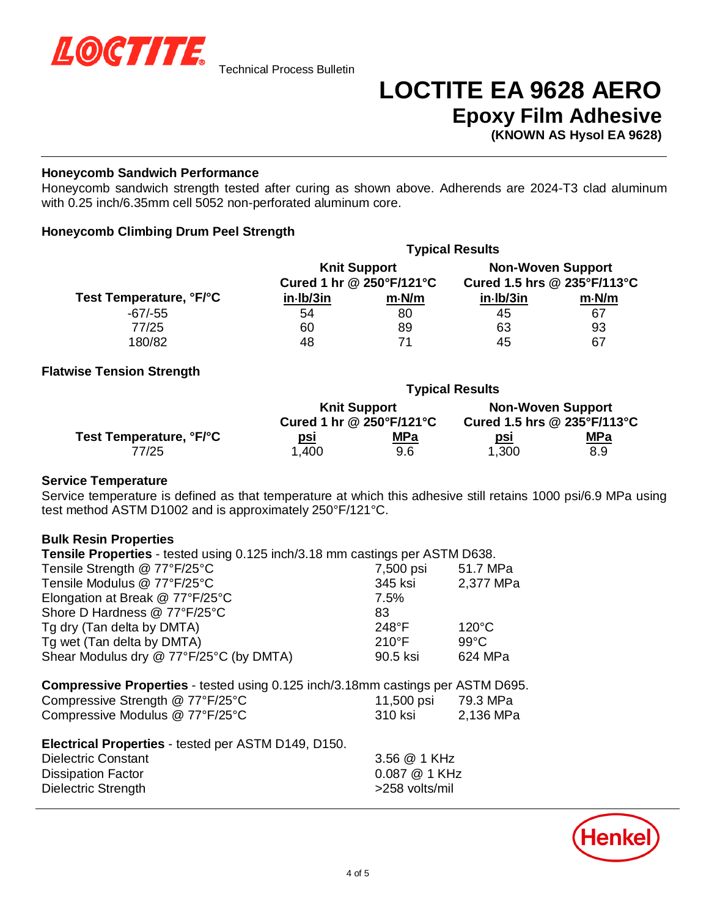# LOCTITE EA 9628 AERO

## Epoxy Film Adhesive

**(KNOWN AS Hysol EA 9628)**

### Honeycomb Sandwich Performance

Honeycomb sandwich strength tested after curing as shown above. Adherends are 2024-T3 clad aluminum with 0.25 inch/6.35mm cell 5052 non-perforated aluminum core.

### Honeycomb Climbing Drum Peel Strength

| | Typical Results | | | |
|---|---|---|---|---|
| | Knit Support Cured 1 hr @ 250°F/121°C | | Non-Woven Support Cured 1.5 hrs @ 235°F/113°C | |
| **Test Temperature, °F/°C** | **in·lb/3in** | **m·N/m** | **in·lb/3in** | **m·N/m** |
| -67/-55 | 54 | 80 | 45 | 67 |
| 77/25 | 60 | 89 | 63 | 93 |
| 180/82 | 48 | 71 | 45 | 67 |

### Flatwise Tension Strength

| | Typical Results | | | |
|---|---|---|---|---|
| | Knit Support Cured 1 hr @ 250°F/121°C | | Non-Woven Support Cured 1.5 hrs @ 235°F/113°C | |
| **Test Temperature, °F/°C** | **psi** | **MPa** | **psi** | **MPa** |
| 77/25 | 1,400 | 9.6 | 1,300 | 8.9 |

### Service Temperature

Service temperature is defined as that temperature at which this adhesive still retains 1000 psi/6.9 MPa using test method ASTM D1002 and is approximately 250°F/121°C.

### Bulk Resin Properties

**Tensile Properties** - tested using 0.125 inch/3.18 mm castings per ASTM D638.

| | | |
|---|---|---|
| Tensile Strength @ 77°F/25°C | 7,500 psi | 51.7 MPa |
| Tensile Modulus @ 77°F/25°C | 345 ksi | 2,377 MPa |
| Elongation at Break @ 77°F/25°C | 7.5% | |
| Shore D Hardness @ 77°F/25°C | 83 | |
| Tg dry (Tan delta by DMTA) | 248°F | 120°C |
| Tg wet (Tan delta by DMTA) | 210°F | 99°C |
| Shear Modulus dry @ 77°F/25°C (by DMTA) | 90.5 ksi | 624 MPa |

**Compressive Properties** - tested using 0.125 inch/3.18mm castings per ASTM D695.

| | | |
|---|---|---|
| Compressive Strength @ 77°F/25°C | 11,500 psi | 79.3 MPa |
| Compressive Modulus @ 77°F/25°C | 310 ksi | 2,136 MPa |

**Electrical Properties** - tested per ASTM D149, D150.

| | |
|---|---|
| Dielectric Constant | 3.56 @ 1 KHz |
| Dissipation Factor | 0.087 @ 1 KHz |
| Dielectric Strength | >258 volts/mil |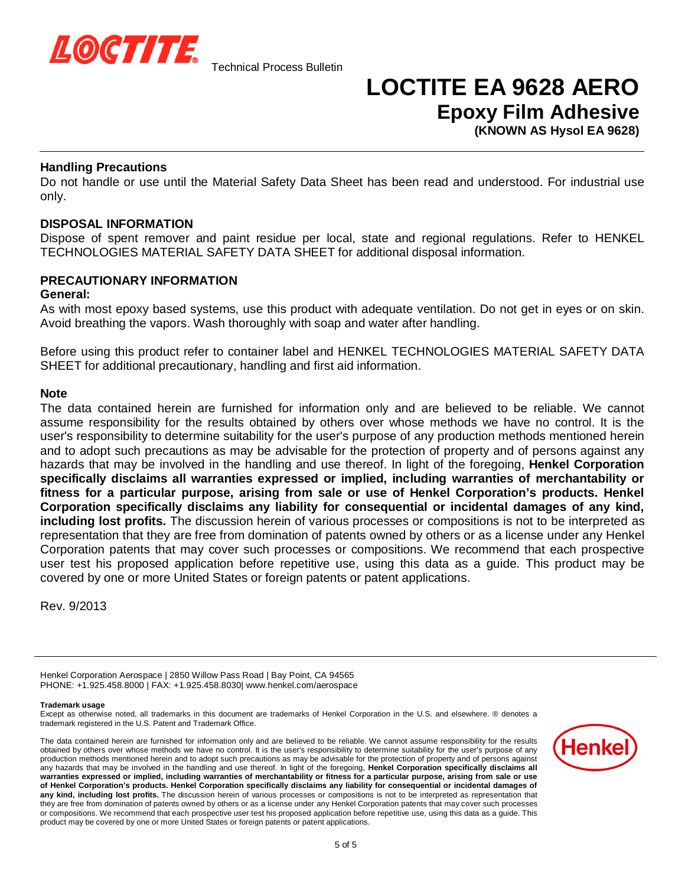## Handling Precautions

Do not handle or use until the Material Safety Data Sheet has been read and understood. For industrial use only.

## DISPOSAL INFORMATION

Dispose of spent remover and paint residue per local, state and regional regulations. Refer to HENKEL TECHNOLOGIES MATERIAL SAFETY DATA SHEET for additional disposal information.

## PRECAUTIONARY INFORMATION

### General:

As with most epoxy based systems, use this product with adequate ventilation. Do not get in eyes or on skin. Avoid breathing the vapors. Wash thoroughly with soap and water after handling.

Before using this product refer to container label and HENKEL TECHNOLOGIES MATERIAL SAFETY DATA SHEET for additional precautionary, handling and first aid information.

## Note

The data contained herein are furnished for information only and are believed to be reliable. We cannot assume responsibility for the results obtained by others over whose methods we have no control. It is the user's responsibility to determine suitability for the user's purpose of any production methods mentioned herein and to adopt such precautions as may be advisable for the protection of property and of persons against any hazards that may be involved in the handling and use thereof. In light of the foregoing, **Henkel Corporation specifically disclaims all warranties expressed or implied, including warranties of merchantability or fitness for a particular purpose, arising from sale or use of Henkel Corporation's products. Henkel Corporation specifically disclaims any liability for consequential or incidental damages of any kind, including lost profits.** The discussion herein of various processes or compositions is not to be interpreted as representation that they are free from domination of patents owned by others or as a license under any Henkel Corporation patents that may cover such processes or compositions. We recommend that each prospective user test his proposed application before repetitive use, using this data as a guide. This product may be covered by one or more United States or foreign patents or patent applications.

Rev. 9/2013

Henkel Corporation Aerospace | 2850 Willow Pass Road | Bay Point, CA 94565
PHONE: +1.925.458.8000 | FAX: +1.925.458.8030| www.henkel.com/aerospace

**Trademark usage**

Except as otherwise noted, all trademarks in this document are trademarks of Henkel Corporation in the U.S. and elsewhere. ® denotes a trademark registered in the U.S. Patent and Trademark Office.

The data contained herein are furnished for information only and are believed to be reliable. We cannot assume responsibility for the results obtained by others over whose methods we have no control. It is the user's responsibility to determine suitability for the user's purpose of any production methods mentioned herein and to adopt such precautions as may be advisable for the protection of property and of persons against any hazards that may be involved in the handling and use thereof. In light of the foregoing, **Henkel Corporation specifically disclaims all warranties expressed or implied, including warranties of merchantability or fitness for a particular purpose, arising from sale or use of Henkel Corporation's products. Henkel Corporation specifically disclaims any liability for consequential or incidental damages of any kind, including lost profits.** The discussion herein of various processes or compositions is not to be interpreted as representation that they are free from domination of patents owned by others or as a license under any Henkel Corporation patents that may cover such processes or compositions. We recommend that each prospective user test his proposed application before repetitive use, using this data as a guide. This product may be covered by one or more United States or foreign patents or patent applications.